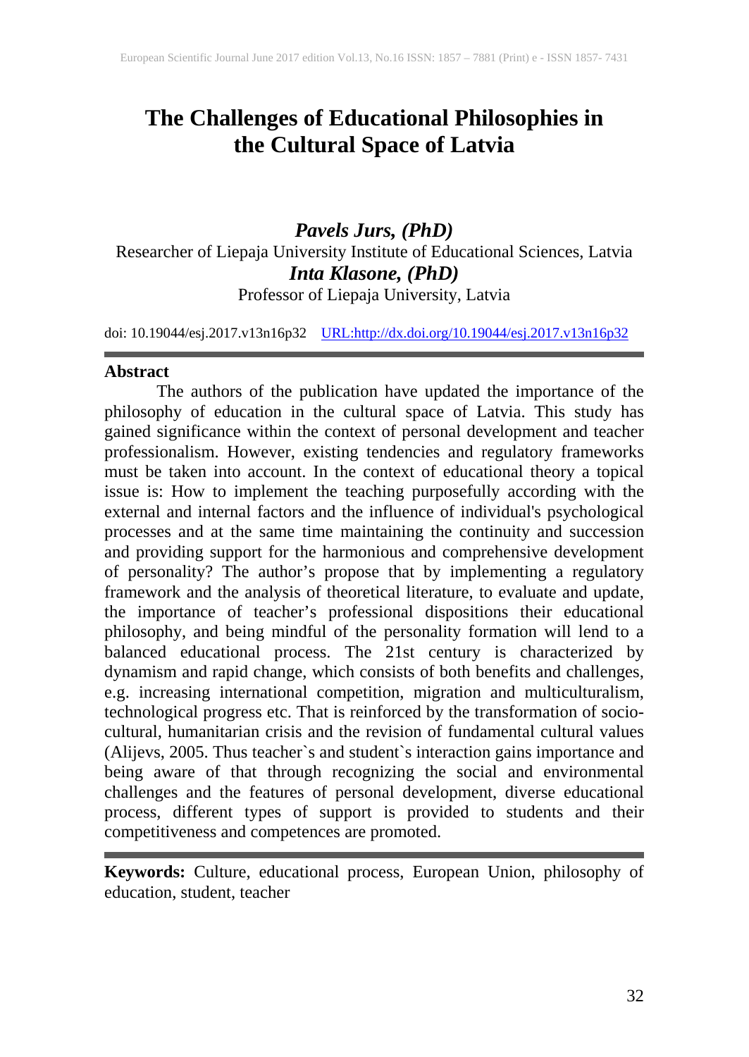# The Challenges of Educational Philosophies in the Cultural Space of Latvia

***Pavels Jurs, (PhD)***

Researcher of Liepaja University Institute of Educational Sciences, Latvia

***Inta Klasone, (PhD)***

Professor of Liepaja University, Latvia

doi: 10.19044/esj.2017.v13n16p32 URL:http://dx.doi.org/10.19044/esj.2017.v13n16p32

## Abstract

The authors of the publication have updated the importance of the philosophy of education in the cultural space of Latvia. This study has gained significance within the context of personal development and teacher professionalism. However, existing tendencies and regulatory frameworks must be taken into account. In the context of educational theory a topical issue is: How to implement the teaching purposefully according with the external and internal factors and the influence of individual's psychological processes and at the same time maintaining the continuity and succession and providing support for the harmonious and comprehensive development of personality? The author's propose that by implementing a regulatory framework and the analysis of theoretical literature, to evaluate and update, the importance of teacher's professional dispositions their educational philosophy, and being mindful of the personality formation will lend to a balanced educational process. The 21st century is characterized by dynamism and rapid change, which consists of both benefits and challenges, e.g. increasing international competition, migration and multiculturalism, technological progress etc. That is reinforced by the transformation of socio-cultural, humanitarian crisis and the revision of fundamental cultural values (Alijevs, 2005. Thus teacher`s and student`s interaction gains importance and being aware of that through recognizing the social and environmental challenges and the features of personal development, diverse educational process, different types of support is provided to students and their competitiveness and competences are promoted.

**Keywords:** Culture, educational process, European Union, philosophy of education, student, teacher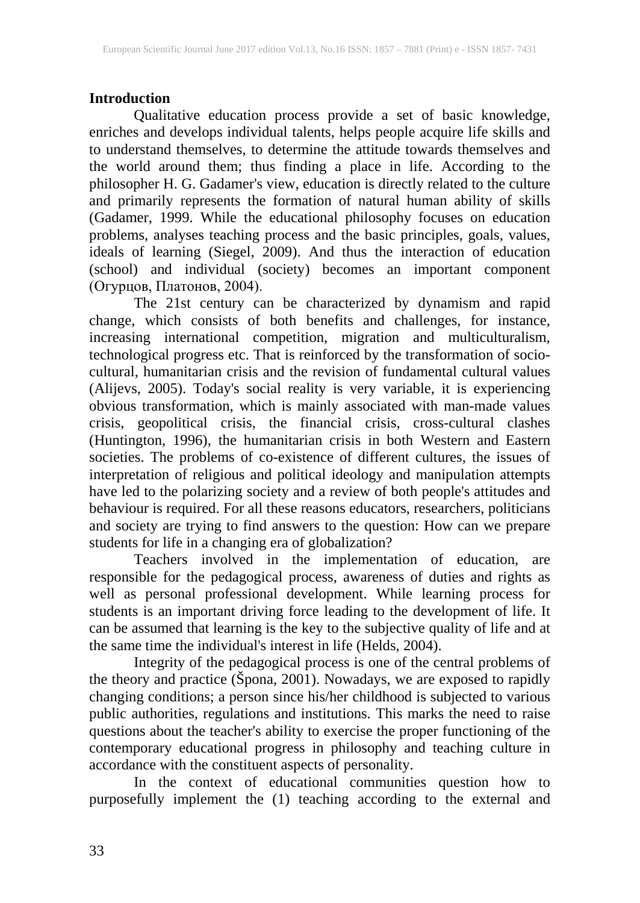## Introduction

Qualitative education process provide a set of basic knowledge, enriches and develops individual talents, helps people acquire life skills and to understand themselves, to determine the attitude towards themselves and the world around them; thus finding a place in life. According to the philosopher H. G. Gadamer's view, education is directly related to the culture and primarily represents the formation of natural human ability of skills (Gadamer, 1999. While the educational philosophy focuses on education problems, analyses teaching process and the basic principles, goals, values, ideals of learning (Siegel, 2009). And thus the interaction of education (school) and individual (society) becomes an important component (Огурцов, Платонов, 2004).

The 21st century can be characterized by dynamism and rapid change, which consists of both benefits and challenges, for instance, increasing international competition, migration and multiculturalism, technological progress etc. That is reinforced by the transformation of socio-cultural, humanitarian crisis and the revision of fundamental cultural values (Alijevs, 2005). Today's social reality is very variable, it is experiencing obvious transformation, which is mainly associated with man-made values crisis, geopolitical crisis, the financial crisis, cross-cultural clashes (Huntington, 1996), the humanitarian crisis in both Western and Eastern societies. The problems of co-existence of different cultures, the issues of interpretation of religious and political ideology and manipulation attempts have led to the polarizing society and a review of both people's attitudes and behaviour is required. For all these reasons educators, researchers, politicians and society are trying to find answers to the question: How can we prepare students for life in a changing era of globalization?

Teachers involved in the implementation of education, are responsible for the pedagogical process, awareness of duties and rights as well as personal professional development. While learning process for students is an important driving force leading to the development of life. It can be assumed that learning is the key to the subjective quality of life and at the same time the individual's interest in life (Helds, 2004).

Integrity of the pedagogical process is one of the central problems of the theory and practice (Špona, 2001). Nowadays, we are exposed to rapidly changing conditions; a person since his/her childhood is subjected to various public authorities, regulations and institutions. This marks the need to raise questions about the teacher's ability to exercise the proper functioning of the contemporary educational progress in philosophy and teaching culture in accordance with the constituent aspects of personality.

In the context of educational communities question how to purposefully implement the (1) teaching according to the external and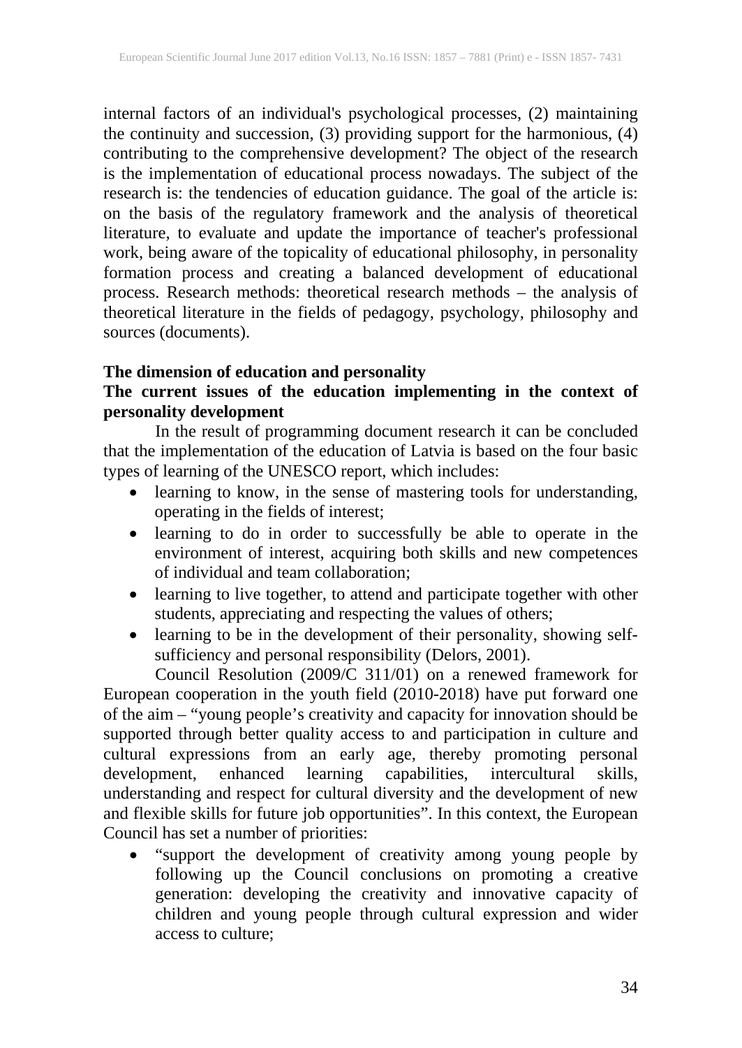internal factors of an individual's psychological processes, (2) maintaining the continuity and succession, (3) providing support for the harmonious, (4) contributing to the comprehensive development? The object of the research is the implementation of educational process nowadays. The subject of the research is: the tendencies of education guidance. The goal of the article is: on the basis of the regulatory framework and the analysis of theoretical literature, to evaluate and update the importance of teacher's professional work, being aware of the topicality of educational philosophy, in personality formation process and creating a balanced development of educational process. Research methods: theoretical research methods – the analysis of theoretical literature in the fields of pedagogy, psychology, philosophy and sources (documents).

## The dimension of education and personality

### The current issues of the education implementing in the context of personality development

In the result of programming document research it can be concluded that the implementation of the education of Latvia is based on the four basic types of learning of the UNESCO report, which includes:

- learning to know, in the sense of mastering tools for understanding, operating in the fields of interest;
- learning to do in order to successfully be able to operate in the environment of interest, acquiring both skills and new competences of individual and team collaboration;
- learning to live together, to attend and participate together with other students, appreciating and respecting the values of others;
- learning to be in the development of their personality, showing self-sufficiency and personal responsibility (Delors, 2001).

Council Resolution (2009/C 311/01) on a renewed framework for European cooperation in the youth field (2010-2018) have put forward one of the aim – "young people's creativity and capacity for innovation should be supported through better quality access to and participation in culture and cultural expressions from an early age, thereby promoting personal development, enhanced learning capabilities, intercultural skills, understanding and respect for cultural diversity and the development of new and flexible skills for future job opportunities". In this context, the European Council has set a number of priorities:

- "support the development of creativity among young people by following up the Council conclusions on promoting a creative generation: developing the creativity and innovative capacity of children and young people through cultural expression and wider access to culture;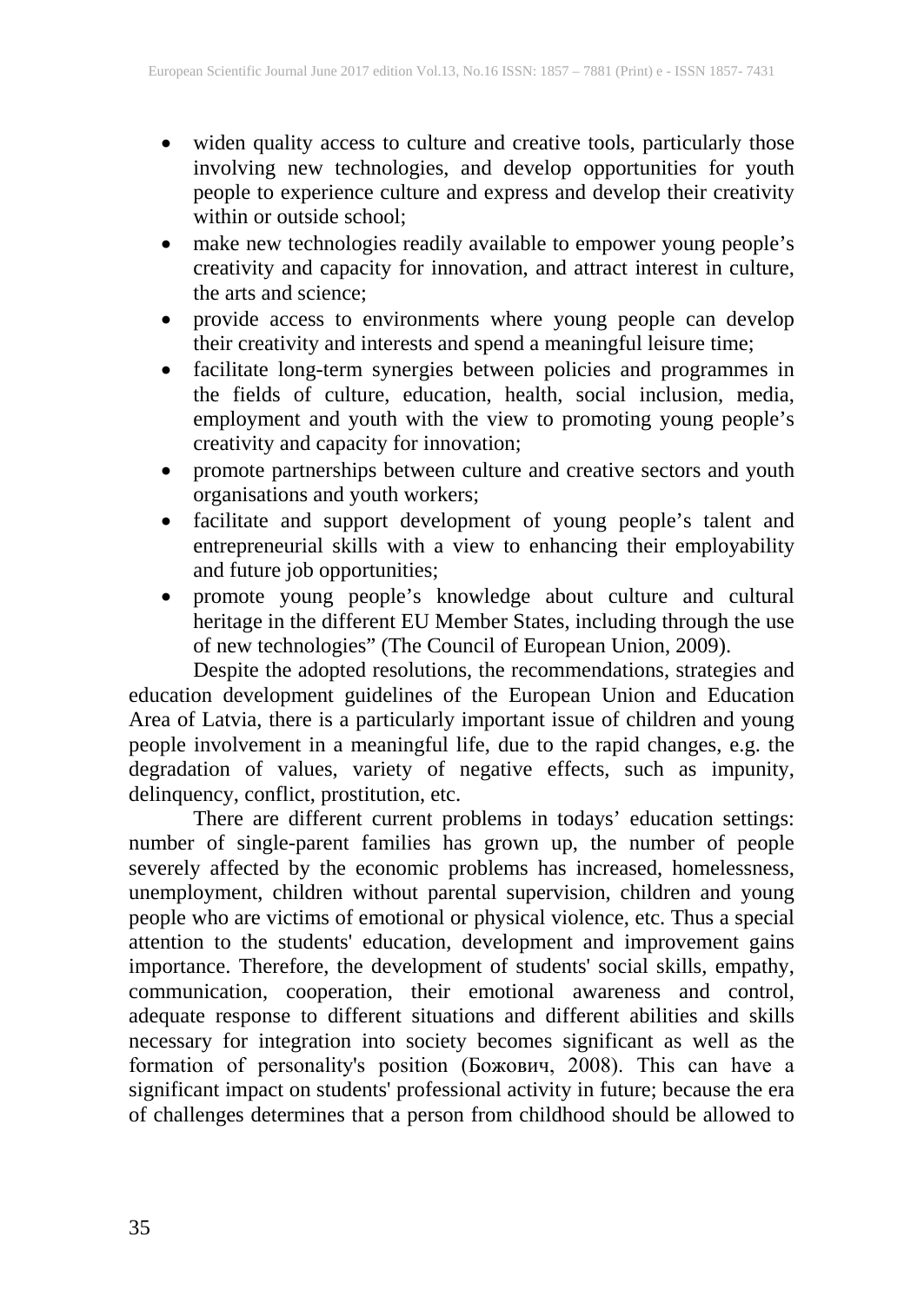- widen quality access to culture and creative tools, particularly those involving new technologies, and develop opportunities for youth people to experience culture and express and develop their creativity within or outside school;
- make new technologies readily available to empower young people's creativity and capacity for innovation, and attract interest in culture, the arts and science;
- provide access to environments where young people can develop their creativity and interests and spend a meaningful leisure time;
- facilitate long-term synergies between policies and programmes in the fields of culture, education, health, social inclusion, media, employment and youth with the view to promoting young people's creativity and capacity for innovation;
- promote partnerships between culture and creative sectors and youth organisations and youth workers;
- facilitate and support development of young people's talent and entrepreneurial skills with a view to enhancing their employability and future job opportunities;
- promote young people's knowledge about culture and cultural heritage in the different EU Member States, including through the use of new technologies" (The Council of European Union, 2009).

Despite the adopted resolutions, the recommendations, strategies and education development guidelines of the European Union and Education Area of Latvia, there is a particularly important issue of children and young people involvement in a meaningful life, due to the rapid changes, e.g. the degradation of values, variety of negative effects, such as impunity, delinquency, conflict, prostitution, etc.

There are different current problems in todays' education settings: number of single-parent families has grown up, the number of people severely affected by the economic problems has increased, homelessness, unemployment, children without parental supervision, children and young people who are victims of emotional or physical violence, etc. Thus a special attention to the students' education, development and improvement gains importance. Therefore, the development of students' social skills, empathy, communication, cooperation, their emotional awareness and control, adequate response to different situations and different abilities and skills necessary for integration into society becomes significant as well as the formation of personality's position (Божович, 2008). This can have a significant impact on students' professional activity in future; because the era of challenges determines that a person from childhood should be allowed to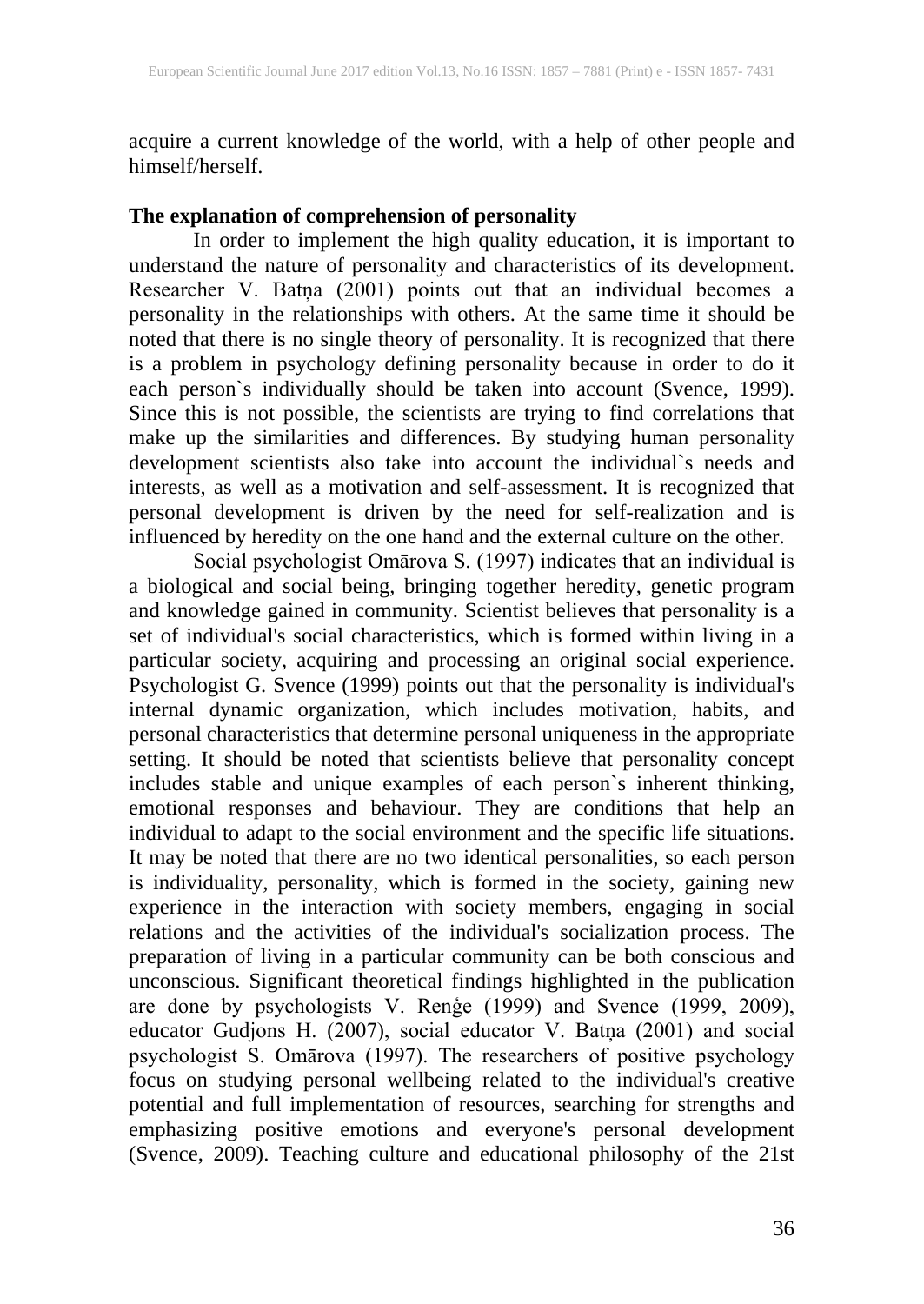acquire a current knowledge of the world, with a help of other people and himself/herself.

**The explanation of comprehension of personality**

In order to implement the high quality education, it is important to understand the nature of personality and characteristics of its development. Researcher V. Batņa (2001) points out that an individual becomes a personality in the relationships with others. At the same time it should be noted that there is no single theory of personality. It is recognized that there is a problem in psychology defining personality because in order to do it each person`s individually should be taken into account (Svence, 1999). Since this is not possible, the scientists are trying to find correlations that make up the similarities and differences. By studying human personality development scientists also take into account the individual`s needs and interests, as well as a motivation and self-assessment. It is recognized that personal development is driven by the need for self-realization and is influenced by heredity on the one hand and the external culture on the other.

Social psychologist Omārova S. (1997) indicates that an individual is a biological and social being, bringing together heredity, genetic program and knowledge gained in community. Scientist believes that personality is a set of individual's social characteristics, which is formed within living in a particular society, acquiring and processing an original social experience. Psychologist G. Svence (1999) points out that the personality is individual's internal dynamic organization, which includes motivation, habits, and personal characteristics that determine personal uniqueness in the appropriate setting. It should be noted that scientists believe that personality concept includes stable and unique examples of each person`s inherent thinking, emotional responses and behaviour. They are conditions that help an individual to adapt to the social environment and the specific life situations. It may be noted that there are no two identical personalities, so each person is individuality, personality, which is formed in the society, gaining new experience in the interaction with society members, engaging in social relations and the activities of the individual's socialization process. The preparation of living in a particular community can be both conscious and unconscious. Significant theoretical findings highlighted in the publication are done by psychologists V. Renģe (1999) and Svence (1999, 2009), educator Gudjons H. (2007), social educator V. Batņa (2001) and social psychologist S. Omārova (1997). The researchers of positive psychology focus on studying personal wellbeing related to the individual's creative potential and full implementation of resources, searching for strengths and emphasizing positive emotions and everyone's personal development (Svence, 2009). Teaching culture and educational philosophy of the 21st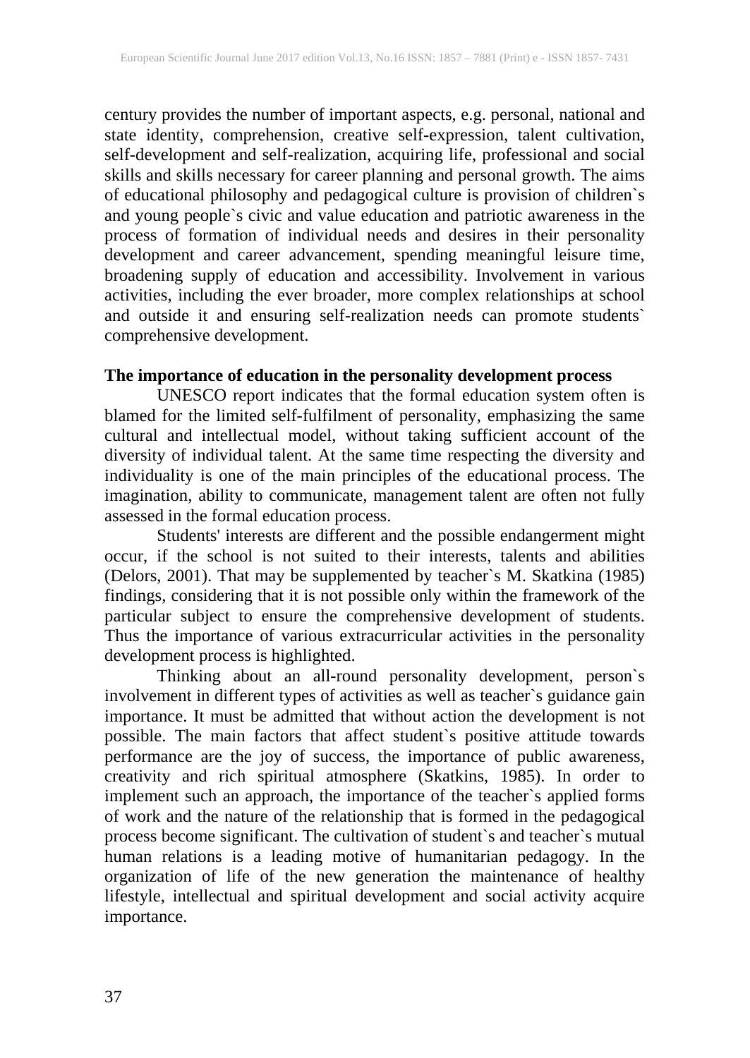century provides the number of important aspects, e.g. personal, national and state identity, comprehension, creative self-expression, talent cultivation, self-development and self-realization, acquiring life, professional and social skills and skills necessary for career planning and personal growth. The aims of educational philosophy and pedagogical culture is provision of children`s and young people`s civic and value education and patriotic awareness in the process of formation of individual needs and desires in their personality development and career advancement, spending meaningful leisure time, broadening supply of education and accessibility. Involvement in various activities, including the ever broader, more complex relationships at school and outside it and ensuring self-realization needs can promote students` comprehensive development.

**The importance of education in the personality development process**

UNESCO report indicates that the formal education system often is blamed for the limited self-fulfilment of personality, emphasizing the same cultural and intellectual model, without taking sufficient account of the diversity of individual talent. At the same time respecting the diversity and individuality is one of the main principles of the educational process. The imagination, ability to communicate, management talent are often not fully assessed in the formal education process.

Students' interests are different and the possible endangerment might occur, if the school is not suited to their interests, talents and abilities (Delors, 2001). That may be supplemented by teacher`s M. Skatkina (1985) findings, considering that it is not possible only within the framework of the particular subject to ensure the comprehensive development of students. Thus the importance of various extracurricular activities in the personality development process is highlighted.

Thinking about an all-round personality development, person`s involvement in different types of activities as well as teacher`s guidance gain importance. It must be admitted that without action the development is not possible. The main factors that affect student`s positive attitude towards performance are the joy of success, the importance of public awareness, creativity and rich spiritual atmosphere (Skatkins, 1985). In order to implement such an approach, the importance of the teacher`s applied forms of work and the nature of the relationship that is formed in the pedagogical process become significant. The cultivation of student`s and teacher`s mutual human relations is a leading motive of humanitarian pedagogy. In the organization of life of the new generation the maintenance of healthy lifestyle, intellectual and spiritual development and social activity acquire importance.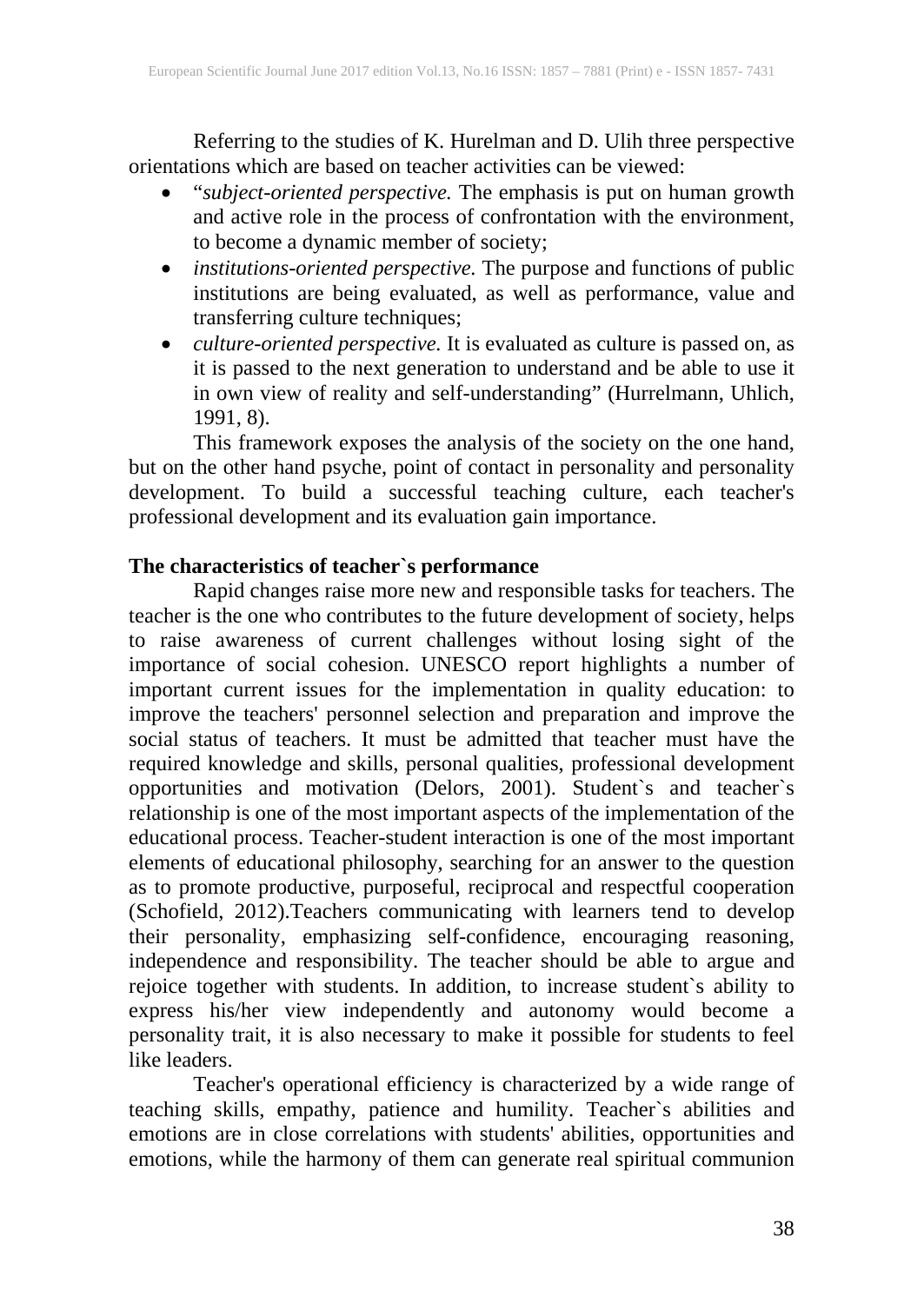Referring to the studies of K. Hurelman and D. Ulih three perspective orientations which are based on teacher activities can be viewed:

- "*subject-oriented perspective.* The emphasis is put on human growth and active role in the process of confrontation with the environment, to become a dynamic member of society;
- *institutions-oriented perspective.* The purpose and functions of public institutions are being evaluated, as well as performance, value and transferring culture techniques;
- *culture-oriented perspective.* It is evaluated as culture is passed on, as it is passed to the next generation to understand and be able to use it in own view of reality and self-understanding" (Hurrelmann, Uhlich, 1991, 8).

This framework exposes the analysis of the society on the one hand, but on the other hand psyche, point of contact in personality and personality development. To build a successful teaching culture, each teacher's professional development and its evaluation gain importance.

**The characteristics of teacher`s performance**

Rapid changes raise more new and responsible tasks for teachers. The teacher is the one who contributes to the future development of society, helps to raise awareness of current challenges without losing sight of the importance of social cohesion. UNESCO report highlights a number of important current issues for the implementation in quality education: to improve the teachers' personnel selection and preparation and improve the social status of teachers. It must be admitted that teacher must have the required knowledge and skills, personal qualities, professional development opportunities and motivation (Delors, 2001). Student`s and teacher`s relationship is one of the most important aspects of the implementation of the educational process. Teacher-student interaction is one of the most important elements of educational philosophy, searching for an answer to the question as to promote productive, purposeful, reciprocal and respectful cooperation (Schofield, 2012).Teachers communicating with learners tend to develop their personality, emphasizing self-confidence, encouraging reasoning, independence and responsibility. The teacher should be able to argue and rejoice together with students. In addition, to increase student`s ability to express his/her view independently and autonomy would become a personality trait, it is also necessary to make it possible for students to feel like leaders.

Teacher's operational efficiency is characterized by a wide range of teaching skills, empathy, patience and humility. Teacher`s abilities and emotions are in close correlations with students' abilities, opportunities and emotions, while the harmony of them can generate real spiritual communion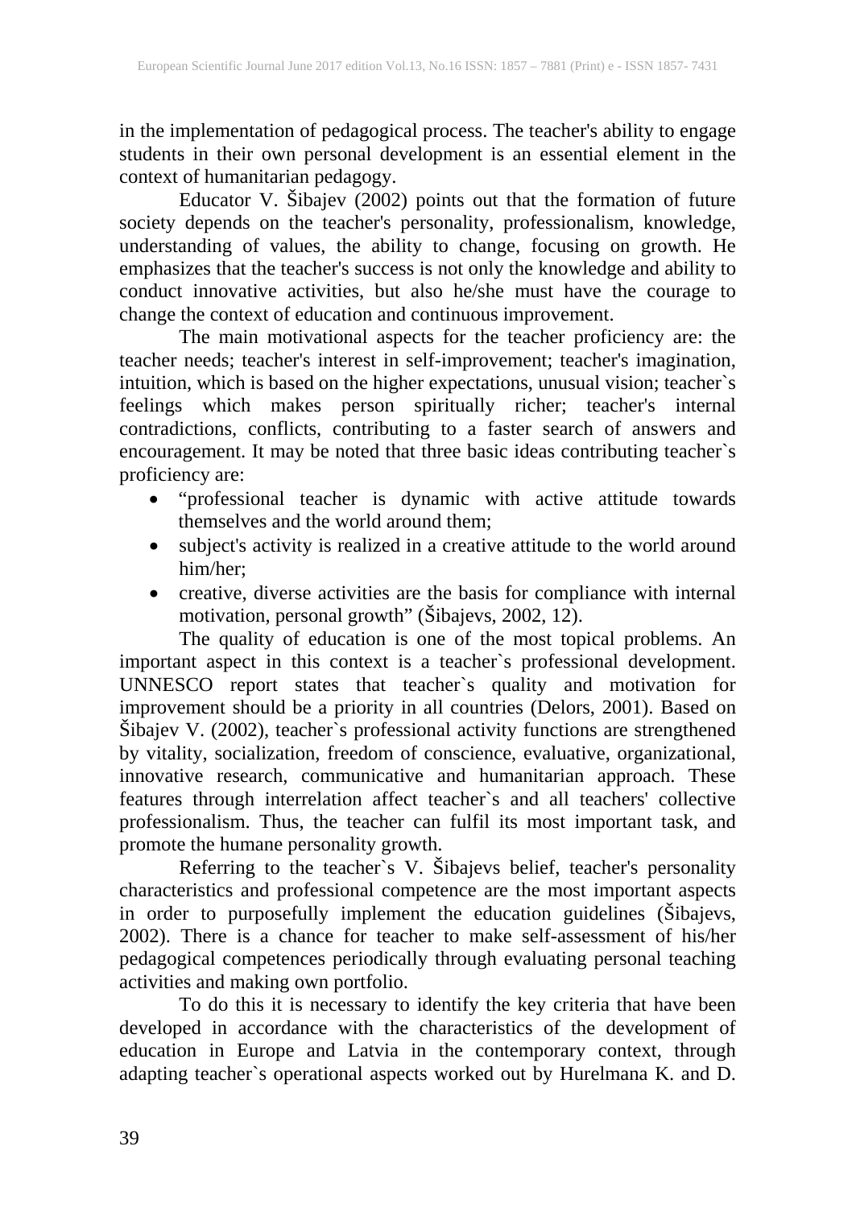in the implementation of pedagogical process. The teacher's ability to engage students in their own personal development is an essential element in the context of humanitarian pedagogy.

Educator V. Šibajev (2002) points out that the formation of future society depends on the teacher's personality, professionalism, knowledge, understanding of values, the ability to change, focusing on growth. He emphasizes that the teacher's success is not only the knowledge and ability to conduct innovative activities, but also he/she must have the courage to change the context of education and continuous improvement.

The main motivational aspects for the teacher proficiency are: the teacher needs; teacher's interest in self-improvement; teacher's imagination, intuition, which is based on the higher expectations, unusual vision; teacher`s feelings which makes person spiritually richer; teacher's internal contradictions, conflicts, contributing to a faster search of answers and encouragement. It may be noted that three basic ideas contributing teacher`s proficiency are:

- "professional teacher is dynamic with active attitude towards themselves and the world around them;
- subject's activity is realized in a creative attitude to the world around him/her;
- creative, diverse activities are the basis for compliance with internal motivation, personal growth" (Šibajevs, 2002, 12).

The quality of education is one of the most topical problems. An important aspect in this context is a teacher`s professional development. UNNESCO report states that teacher`s quality and motivation for improvement should be a priority in all countries (Delors, 2001). Based on Šibajev V. (2002), teacher`s professional activity functions are strengthened by vitality, socialization, freedom of conscience, evaluative, organizational, innovative research, communicative and humanitarian approach. These features through interrelation affect teacher`s and all teachers' collective professionalism. Thus, the teacher can fulfil its most important task, and promote the humane personality growth.

Referring to the teacher`s V. Šibajevs belief, teacher's personality characteristics and professional competence are the most important aspects in order to purposefully implement the education guidelines (Šibajevs, 2002). There is a chance for teacher to make self-assessment of his/her pedagogical competences periodically through evaluating personal teaching activities and making own portfolio.

To do this it is necessary to identify the key criteria that have been developed in accordance with the characteristics of the development of education in Europe and Latvia in the contemporary context, through adapting teacher`s operational aspects worked out by Hurelmana K. and D.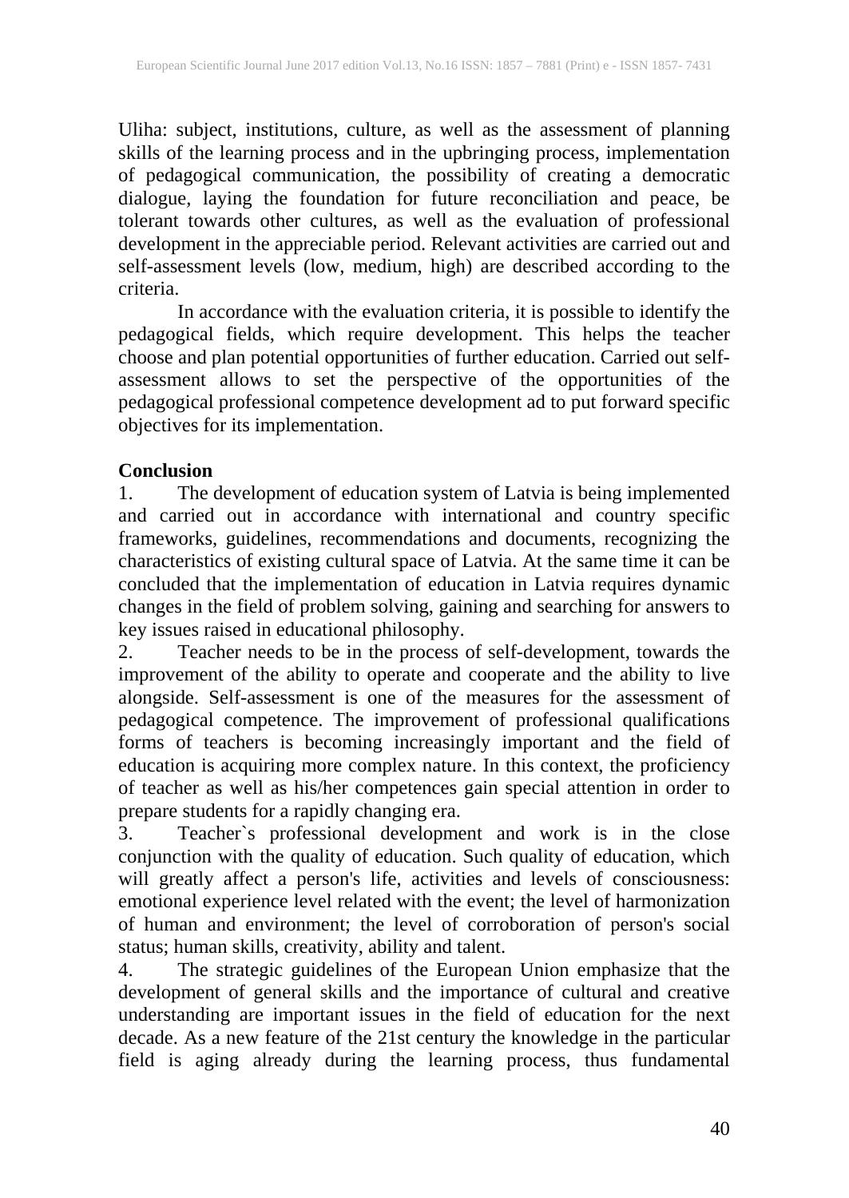Uliha: subject, institutions, culture, as well as the assessment of planning skills of the learning process and in the upbringing process, implementation of pedagogical communication, the possibility of creating a democratic dialogue, laying the foundation for future reconciliation and peace, be tolerant towards other cultures, as well as the evaluation of professional development in the appreciable period. Relevant activities are carried out and self-assessment levels (low, medium, high) are described according to the criteria.

In accordance with the evaluation criteria, it is possible to identify the pedagogical fields, which require development. This helps the teacher choose and plan potential opportunities of further education. Carried out self-assessment allows to set the perspective of the opportunities of the pedagogical professional competence development ad to put forward specific objectives for its implementation.

**Conclusion**

1. The development of education system of Latvia is being implemented and carried out in accordance with international and country specific frameworks, guidelines, recommendations and documents, recognizing the characteristics of existing cultural space of Latvia. At the same time it can be concluded that the implementation of education in Latvia requires dynamic changes in the field of problem solving, gaining and searching for answers to key issues raised in educational philosophy.
2. Teacher needs to be in the process of self-development, towards the improvement of the ability to operate and cooperate and the ability to live alongside. Self-assessment is one of the measures for the assessment of pedagogical competence. The improvement of professional qualifications forms of teachers is becoming increasingly important and the field of education is acquiring more complex nature. In this context, the proficiency of teacher as well as his/her competences gain special attention in order to prepare students for a rapidly changing era.
3. Teacher`s professional development and work is in the close conjunction with the quality of education. Such quality of education, which will greatly affect a person's life, activities and levels of consciousness: emotional experience level related with the event; the level of harmonization of human and environment; the level of corroboration of person's social status; human skills, creativity, ability and talent.
4. The strategic guidelines of the European Union emphasize that the development of general skills and the importance of cultural and creative understanding are important issues in the field of education for the next decade. As a new feature of the 21st century the knowledge in the particular field is aging already during the learning process, thus fundamental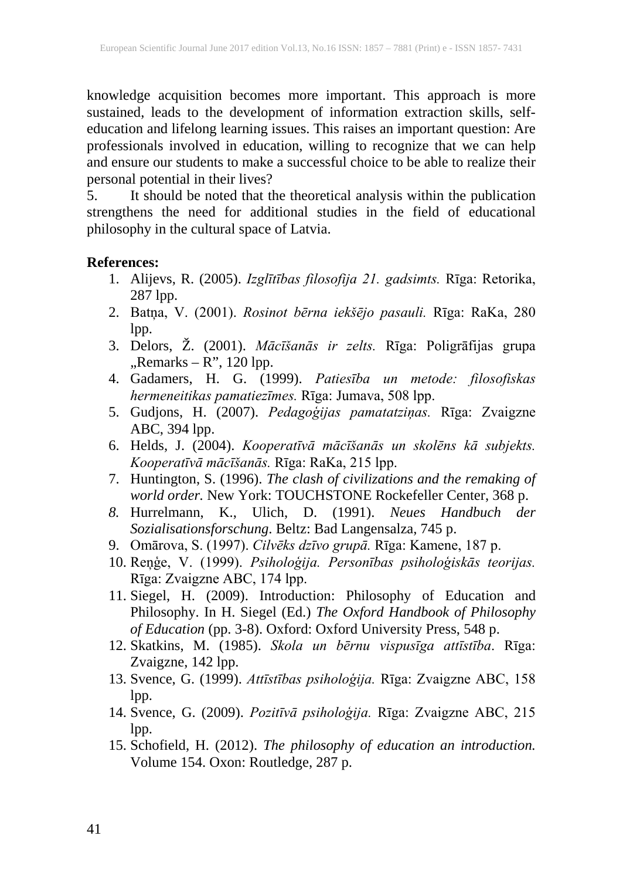knowledge acquisition becomes more important. This approach is more sustained, leads to the development of information extraction skills, self-education and lifelong learning issues. This raises an important question: Are professionals involved in education, willing to recognize that we can help and ensure our students to make a successful choice to be able to realize their personal potential in their lives?

5. It should be noted that the theoretical analysis within the publication strengthens the need for additional studies in the field of educational philosophy in the cultural space of Latvia.

**References:**

1. Alijevs, R. (2005). *Izglītības filosofija 21. gadsimts.* Rīga: Retorika, 287 lpp.
2. Batņa, V. (2001). *Rosinot bērna iekšējo pasauli.* Rīga: RaKa, 280 lpp.
3. Delors, Ž. (2001). *Mācīšanās ir zelts.* Rīga: Poligrāfijas grupa „Remarks – R", 120 lpp.
4. Gadamers, H. G. (1999). *Patiesība un metode: filosofiskas hermeneitikas pamatiezīmes.* Rīga: Jumava, 508 lpp.
5. Gudjons, H. (2007). *Pedagoģijas pamatatziņas.* Rīga: Zvaigzne ABC, 394 lpp.
6. Helds, J. (2004). *Kooperatīvā mācīšanās un skolēns kā subjekts. Kooperatīvā mācīšanās.* Rīga: RaKa, 215 lpp.
7. Huntington, S. (1996). *The clash of civilizations and the remaking of world order.* New York: TOUCHSTONE Rockefeller Center, 368 p.
8. Hurrelmann, K., Ulich, D. (1991). *Neues Handbuch der Sozialisationsforschung*. Beltz: Bad Langensalza, 745 p.
9. Omārova, S. (1997). *Cilvēks dzīvo grupā.* Rīga: Kamene, 187 p.
10. Reņģe, V. (1999). *Psiholoģija. Personības psiholoģiskās teorijas.* Rīga: Zvaigzne ABC, 174 lpp.
11. Siegel, H. (2009). Introduction: Philosophy of Education and Philosophy. In H. Siegel (Ed.) *The Oxford Handbook of Philosophy of Education* (pp. 3-8). Oxford: Oxford University Press, 548 p.
12. Skatkins, M. (1985). *Skola un bērnu vispusīga attīstība*. Rīga: Zvaigzne, 142 lpp.
13. Svence, G. (1999). *Attīstības psiholoģija.* Rīga: Zvaigzne ABC, 158 lpp.
14. Svence, G. (2009). *Pozitīvā psiholoģija.* Rīga: Zvaigzne ABC, 215 lpp.
15. Schofield, H. (2012). *The philosophy of education an introduction.* Volume 154. Oxon: Routledge, 287 p.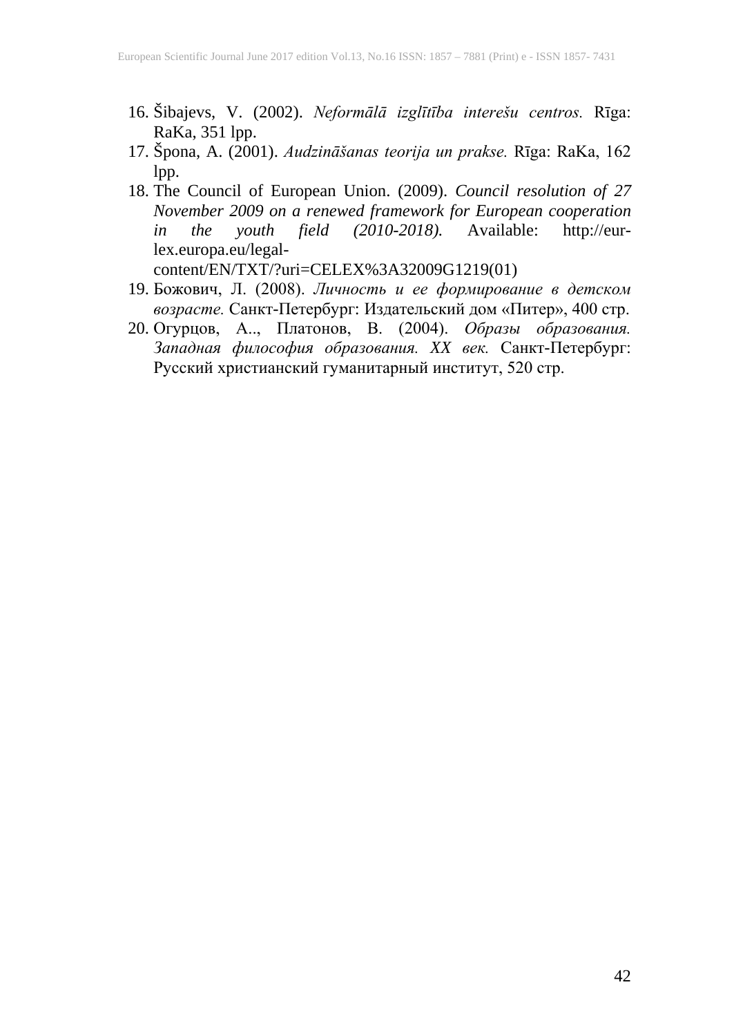16. Šibajevs, V. (2002). *Neformālā izglītība interešu centros.* Rīga: RaKa, 351 lpp.
17. Špona, A. (2001). *Audzināšanas teorija un prakse.* Rīga: RaKa, 162 lpp.
18. The Council of European Union. (2009). *Council resolution of 27 November 2009 on a renewed framework for European cooperation in the youth field (2010-2018).* Available: http://eur-lex.europa.eu/legal-content/EN/TXT/?uri=CELEX%3A32009G1219(01)
19. Божович, Л. (2008). *Личность и ее формирование в детском возрасте.* Санкт-Петербург: Издательский дом «Питер», 400 стр.
20. Огурцов, А.., Платонов, В. (2004). *Образы образования. Западная философия образования. XX век.* Санкт-Петербург: Русский христианский гуманитарный институт, 520 стр.